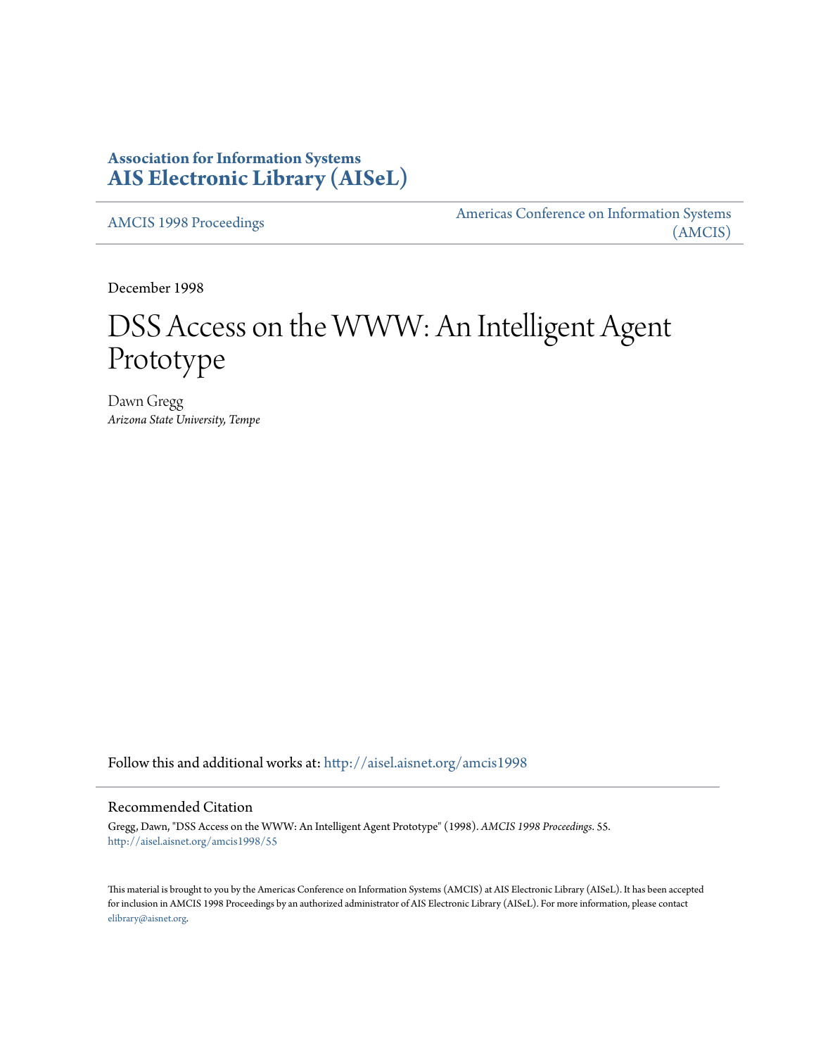**Association for Information Systems**
**AIS Electronic Library (AISeL)**

AMCIS 1998 Proceedings

Americas Conference on Information Systems (AMCIS)

December 1998

# DSS Access on the WWW: An Intelligent Agent Prototype

Dawn Gregg
*Arizona State University, Tempe*

Follow this and additional works at: http://aisel.aisnet.org/amcis1998

## Recommended Citation

Gregg, Dawn, "DSS Access on the WWW: An Intelligent Agent Prototype" (1998). *AMCIS 1998 Proceedings*. 55.
http://aisel.aisnet.org/amcis1998/55

This material is brought to you by the Americas Conference on Information Systems (AMCIS) at AIS Electronic Library (AISeL). It has been accepted for inclusion in AMCIS 1998 Proceedings by an authorized administrator of AIS Electronic Library (AISeL). For more information, please contact elibrary@aisnet.org.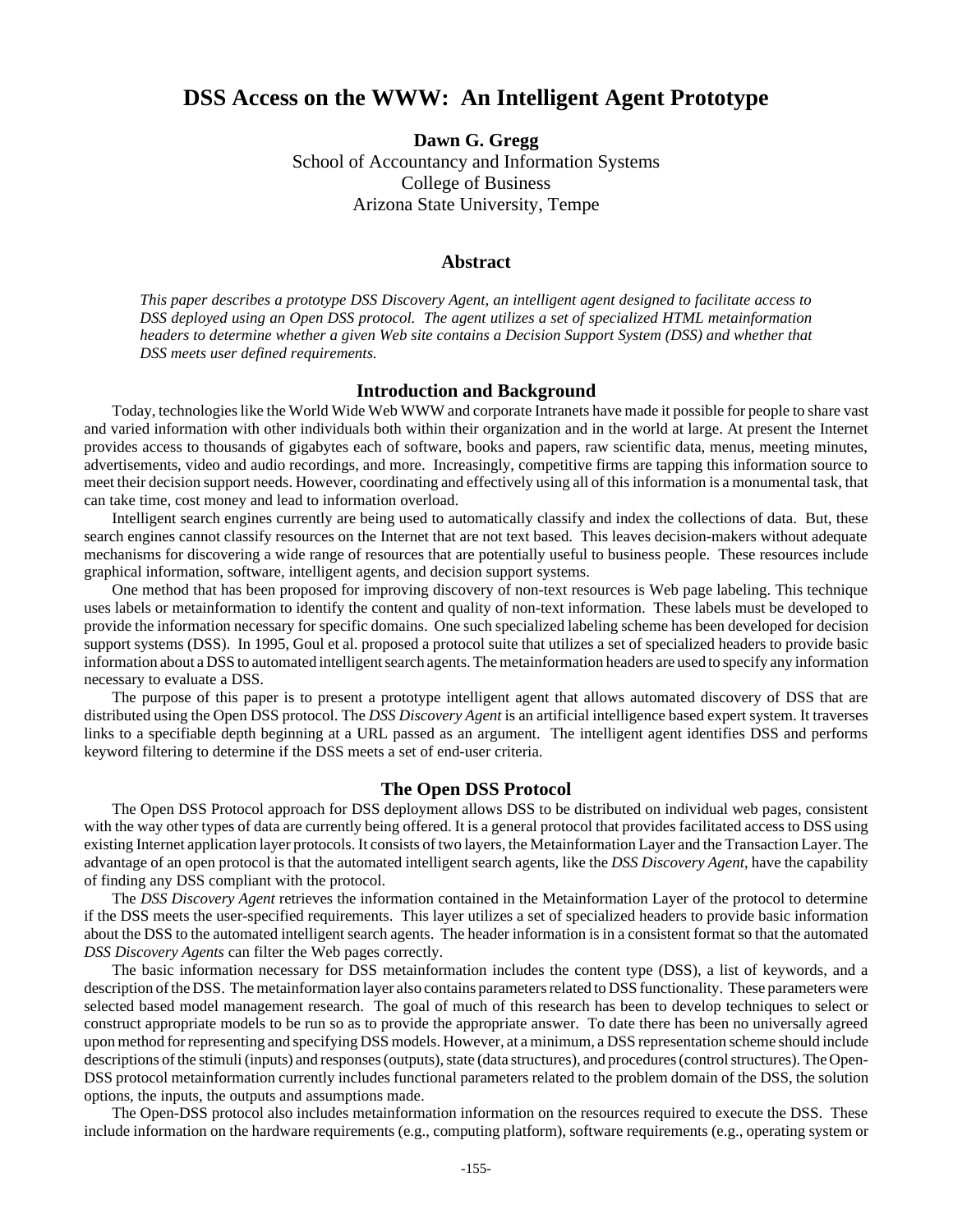# DSS Access on the WWW: An Intelligent Agent Prototype

**Dawn G. Gregg**
School of Accountancy and Information Systems
College of Business
Arizona State University, Tempe

## Abstract

*This paper describes a prototype DSS Discovery Agent, an intelligent agent designed to facilitate access to DSS deployed using an Open DSS protocol. The agent utilizes a set of specialized HTML metainformation headers to determine whether a given Web site contains a Decision Support System (DSS) and whether that DSS meets user defined requirements.*

## Introduction and Background

Today, technologies like the World Wide Web WWW and corporate Intranets have made it possible for people to share vast and varied information with other individuals both within their organization and in the world at large. At present the Internet provides access to thousands of gigabytes each of software, books and papers, raw scientific data, menus, meeting minutes, advertisements, video and audio recordings, and more. Increasingly, competitive firms are tapping this information source to meet their decision support needs. However, coordinating and effectively using all of this information is a monumental task, that can take time, cost money and lead to information overload.

Intelligent search engines currently are being used to automatically classify and index the collections of data. But, these search engines cannot classify resources on the Internet that are not text based. This leaves decision-makers without adequate mechanisms for discovering a wide range of resources that are potentially useful to business people. These resources include graphical information, software, intelligent agents, and decision support systems.

One method that has been proposed for improving discovery of non-text resources is Web page labeling. This technique uses labels or metainformation to identify the content and quality of non-text information. These labels must be developed to provide the information necessary for specific domains. One such specialized labeling scheme has been developed for decision support systems (DSS). In 1995, Goul et al. proposed a protocol suite that utilizes a set of specialized headers to provide basic information about a DSS to automated intelligent search agents. The metainformation headers are used to specify any information necessary to evaluate a DSS.

The purpose of this paper is to present a prototype intelligent agent that allows automated discovery of DSS that are distributed using the Open DSS protocol. The *DSS Discovery Agent* is an artificial intelligence based expert system. It traverses links to a specifiable depth beginning at a URL passed as an argument. The intelligent agent identifies DSS and performs keyword filtering to determine if the DSS meets a set of end-user criteria.

## The Open DSS Protocol

The Open DSS Protocol approach for DSS deployment allows DSS to be distributed on individual web pages, consistent with the way other types of data are currently being offered. It is a general protocol that provides facilitated access to DSS using existing Internet application layer protocols. It consists of two layers, the Metainformation Layer and the Transaction Layer. The advantage of an open protocol is that the automated intelligent search agents, like the *DSS Discovery Agent*, have the capability of finding any DSS compliant with the protocol.

The *DSS Discovery Agent* retrieves the information contained in the Metainformation Layer of the protocol to determine if the DSS meets the user-specified requirements. This layer utilizes a set of specialized headers to provide basic information about the DSS to the automated intelligent search agents. The header information is in a consistent format so that the automated *DSS Discovery Agents* can filter the Web pages correctly.

The basic information necessary for DSS metainformation includes the content type (DSS), a list of keywords, and a description of the DSS. The metainformation layer also contains parameters related to DSS functionality. These parameters were selected based model management research. The goal of much of this research has been to develop techniques to select or construct appropriate models to be run so as to provide the appropriate answer. To date there has been no universally agreed upon method for representing and specifying DSS models. However, at a minimum, a DSS representation scheme should include descriptions of the stimuli (inputs) and responses (outputs), state (data structures), and procedures (control structures). The Open-DSS protocol metainformation currently includes functional parameters related to the problem domain of the DSS, the solution options, the inputs, the outputs and assumptions made.

The Open-DSS protocol also includes metainformation information on the resources required to execute the DSS. These include information on the hardware requirements (e.g., computing platform), software requirements (e.g., operating system or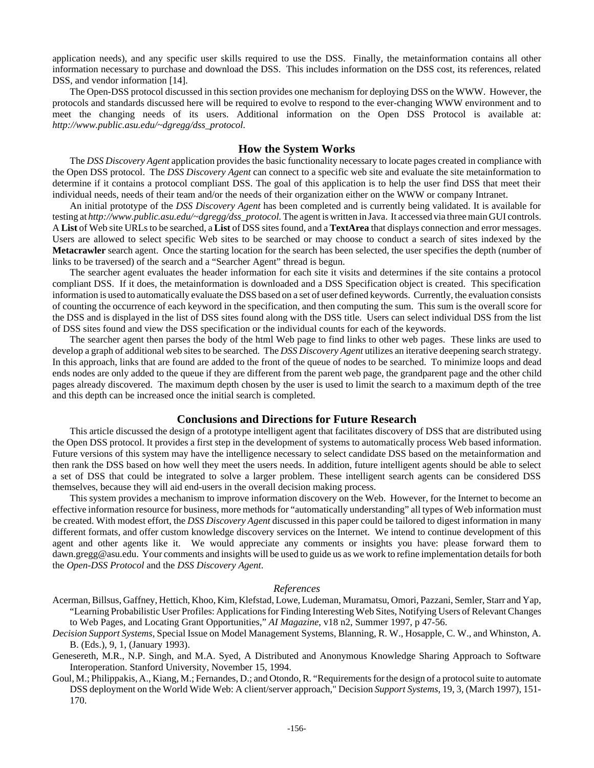application needs), and any specific user skills required to use the DSS. Finally, the metainformation contains all other information necessary to purchase and download the DSS. This includes information on the DSS cost, its references, related DSS, and vendor information [14].

The Open-DSS protocol discussed in this section provides one mechanism for deploying DSS on the WWW. However, the protocols and standards discussed here will be required to evolve to respond to the ever-changing WWW environment and to meet the changing needs of its users. Additional information on the Open DSS Protocol is available at: *http://www.public.asu.edu/~dgregg/dss_protocol.*

## How the System Works

The *DSS Discovery Agent* application provides the basic functionality necessary to locate pages created in compliance with the Open DSS protocol. The *DSS Discovery Agent* can connect to a specific web site and evaluate the site metainformation to determine if it contains a protocol compliant DSS. The goal of this application is to help the user find DSS that meet their individual needs, needs of their team and/or the needs of their organization either on the WWW or company Intranet.

An initial prototype of the *DSS Discovery Agent* has been completed and is currently being validated. It is available for testing at *http://www.public.asu.edu/~dgregg/dss_protocol.* The agent is written in Java. It accessed via three main GUI controls. A **List** of Web site URLs to be searched, a **List** of DSS sites found, and a **TextArea** that displays connection and error messages. Users are allowed to select specific Web sites to be searched or may choose to conduct a search of sites indexed by the **Metacrawler** search agent. Once the starting location for the search has been selected, the user specifies the depth (number of links to be traversed) of the search and a "Searcher Agent" thread is begun.

The searcher agent evaluates the header information for each site it visits and determines if the site contains a protocol compliant DSS. If it does, the metainformation is downloaded and a DSS Specification object is created. This specification information is used to automatically evaluate the DSS based on a set of user defined keywords. Currently, the evaluation consists of counting the occurrence of each keyword in the specification, and then computing the sum. This sum is the overall score for the DSS and is displayed in the list of DSS sites found along with the DSS title. Users can select individual DSS from the list of DSS sites found and view the DSS specification or the individual counts for each of the keywords.

The searcher agent then parses the body of the html Web page to find links to other web pages. These links are used to develop a graph of additional web sites to be searched. The *DSS Discovery Agent* utilizes an iterative deepening search strategy. In this approach, links that are found are added to the front of the queue of nodes to be searched. To minimize loops and dead ends nodes are only added to the queue if they are different from the parent web page, the grandparent page and the other child pages already discovered. The maximum depth chosen by the user is used to limit the search to a maximum depth of the tree and this depth can be increased once the initial search is completed.

## Conclusions and Directions for Future Research

This article discussed the design of a prototype intelligent agent that facilitates discovery of DSS that are distributed using the Open DSS protocol. It provides a first step in the development of systems to automatically process Web based information. Future versions of this system may have the intelligence necessary to select candidate DSS based on the metainformation and then rank the DSS based on how well they meet the users needs. In addition, future intelligent agents should be able to select a set of DSS that could be integrated to solve a larger problem. These intelligent search agents can be considered DSS themselves, because they will aid end-users in the overall decision making process.

This system provides a mechanism to improve information discovery on the Web. However, for the Internet to become an effective information resource for business, more methods for "automatically understanding" all types of Web information must be created. With modest effort, the *DSS Discovery Agent* discussed in this paper could be tailored to digest information in many different formats, and offer custom knowledge discovery services on the Internet. We intend to continue development of this agent and other agents like it. We would appreciate any comments or insights you have: please forward them to dawn.gregg@asu.edu. Your comments and insights will be used to guide us as we work to refine implementation details for both the *Open-DSS Protocol* and the *DSS Discovery Agent*.

### *References*

Acerman, Billsus, Gaffney, Hettich, Khoo, Kim, Klefstad, Lowe, Ludeman, Muramatsu, Omori, Pazzani, Semler, Starr and Yap, "Learning Probabilistic User Profiles: Applications for Finding Interesting Web Sites, Notifying Users of Relevant Changes to Web Pages, and Locating Grant Opportunities," *AI Magazine*, v18 n2, Summer 1997, p 47-56.

*Decision Support Systems*, Special Issue on Model Management Systems, Blanning, R. W., Hosapple, C. W., and Whinston, A. B. (Eds.), 9, 1, (January 1993).

Genesereth, M.R., N.P. Singh, and M.A. Syed, A Distributed and Anonymous Knowledge Sharing Approach to Software Interoperation. Stanford University, November 15, 1994.

Goul, M.; Philippakis, A., Kiang, M.; Fernandes, D.; and Otondo, R. "Requirements for the design of a protocol suite to automate DSS deployment on the World Wide Web: A client/server approach," Decision *Support Systems*, 19, 3, (March 1997), 151-170.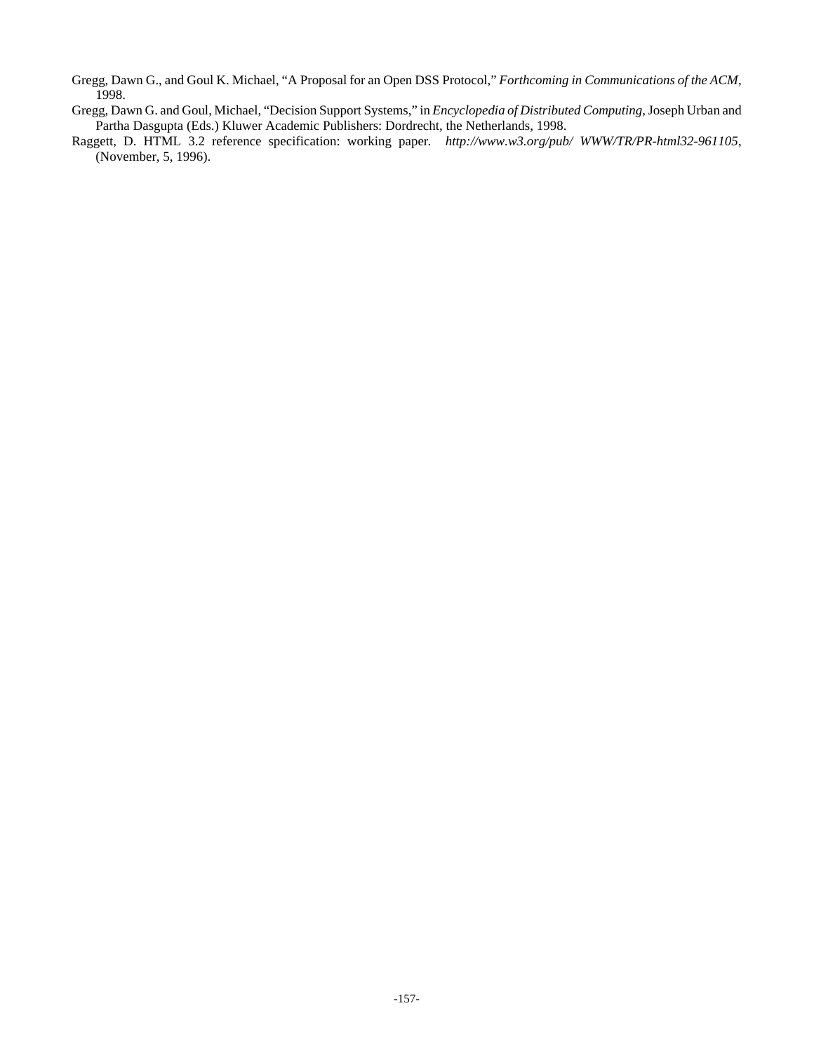Gregg, Dawn G., and Goul K. Michael, "A Proposal for an Open DSS Protocol," *Forthcoming in Communications of the ACM*, 1998.

Gregg, Dawn G. and Goul, Michael, "Decision Support Systems," in *Encyclopedia of Distributed Computing*, Joseph Urban and Partha Dasgupta (Eds.) Kluwer Academic Publishers: Dordrecht, the Netherlands, 1998.

Raggett, D. HTML 3.2 reference specification: working paper. *http://www.w3.org/pub/ WWW/TR/PR-html32-961105*, (November, 5, 1996).